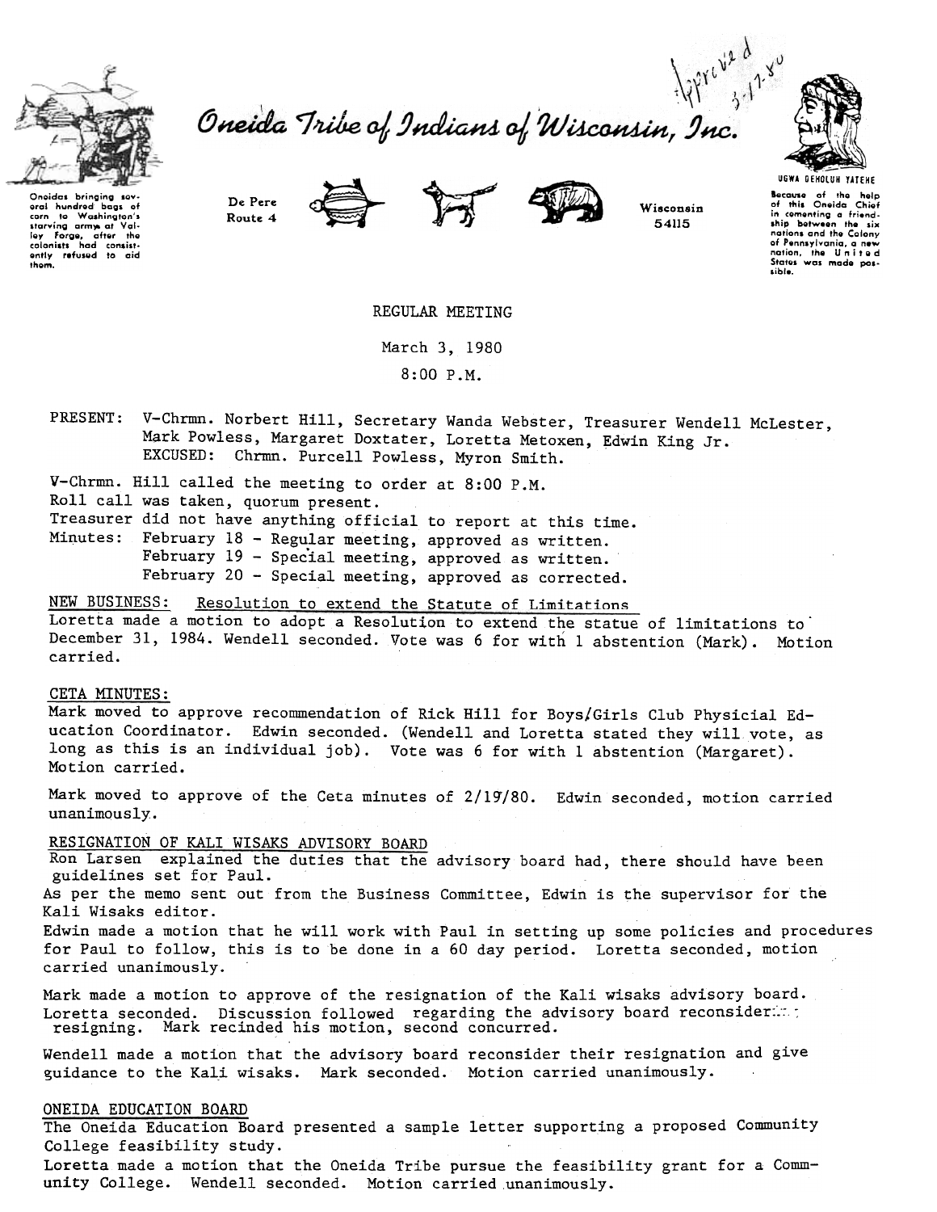# Oneida Tribe of Indians of Wisconsin, Inc.

Approved 3-17-80

Oneidas bringing several hundred bags of corn to Washington's starving army at Valley Forge, after the colonists had consistently refused to aid them.

De Pere
Route 4

Wisconsin
54115

UGWA DEHOLUH YATEHE

Because of the help of this Oneida Chief in cementing a friendship between the six nations and the Colony of Pennsylvania, a new nation, the United States was made possible.

REGULAR MEETING

March 3, 1980

8:00 P.M.

PRESENT: V-Chrmn. Norbert Hill, Secretary Wanda Webster, Treasurer Wendell McLester, Mark Powless, Margaret Doxtater, Loretta Metoxen, Edwin King Jr.
EXCUSED: Chrmn. Purcell Powless, Myron Smith.

V-Chrmn. Hill called the meeting to order at 8:00 P.M.
Roll call was taken, quorum present.
Treasurer did not have anything official to report at this time.
Minutes: February 18 - Regular meeting, approved as written.
February 19 - Special meeting, approved as written.
February 20 - Special meeting, approved as corrected.

NEW BUSINESS: Resolution to extend the Statute of Limitations
Loretta made a motion to adopt a Resolution to extend the statue of limitations to December 31, 1984. Wendell seconded. Vote was 6 for with 1 abstention (Mark). Motion carried.

CETA MINUTES:
Mark moved to approve recommendation of Rick Hill for Boys/Girls Club Physicial Education Coordinator. Edwin seconded. (Wendell and Loretta stated they will vote, as long as this is an individual job). Vote was 6 for with 1 abstention (Margaret). Motion carried.

Mark moved to approve of the Ceta minutes of 2/19/80. Edwin seconded, motion carried unanimously.

RESIGNATION OF KALI WISAKS ADVISORY BOARD
Ron Larsen explained the duties that the advisory board had, there should have been guidelines set for Paul.
As per the memo sent out from the Business Committee, Edwin is the supervisor for the Kali Wisaks editor.
Edwin made a motion that he will work with Paul in setting up some policies and procedures for Paul to follow, this is to be done in a 60 day period. Loretta seconded, motion carried unanimously.

Mark made a motion to approve of the resignation of the Kali wisaks advisory board. Loretta seconded. Discussion followed regarding the advisory board reconsidering resigning. Mark recinded his motion, second concurred.

Wendell made a motion that the advisory board reconsider their resignation and give guidance to the Kali wisaks. Mark seconded. Motion carried unanimously.

ONEIDA EDUCATION BOARD
The Oneida Education Board presented a sample letter supporting a proposed Community College feasibility study.
Loretta made a motion that the Oneida Tribe pursue the feasibility grant for a Community College. Wendell seconded. Motion carried unanimously.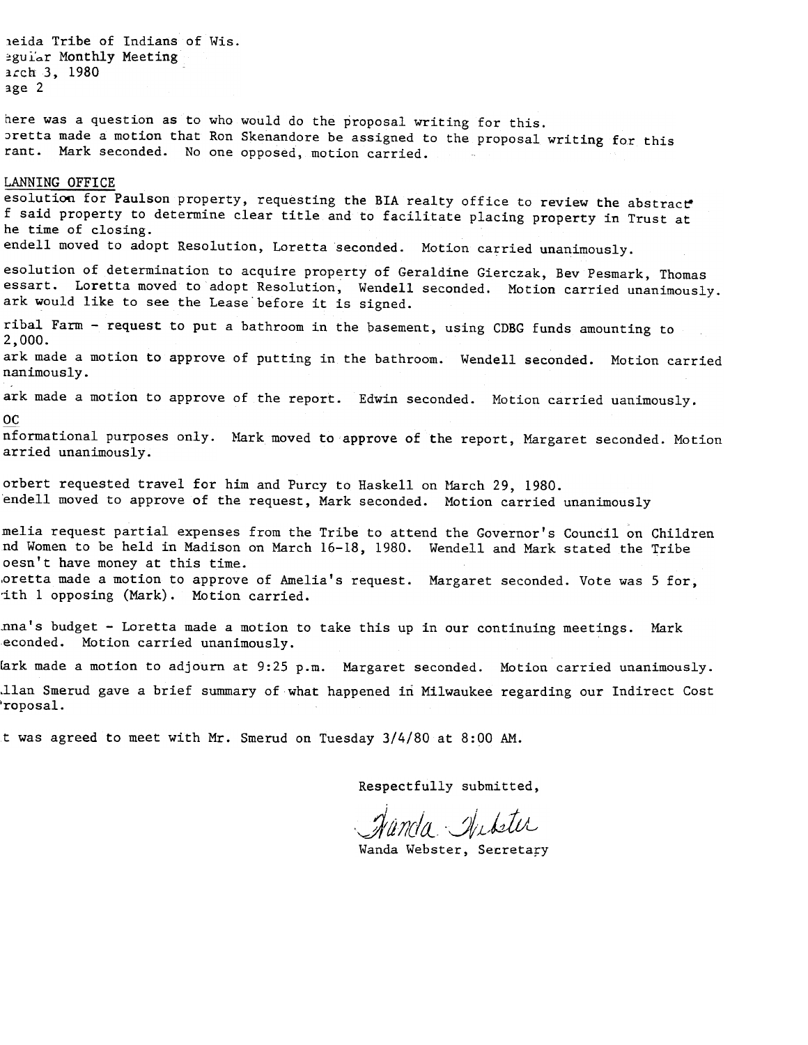There was a question as to who would do the proposal writing for this.
Loretta made a motion that Ron Skenandore be assigned to the proposal writing for this grant. Mark seconded. No one opposed, motion carried.

PLANNING OFFICE

Resolution for Paulson property, requesting the BIA realty office to review the abstract of said property to determine clear title and to facilitate placing property in Trust at the time of closing.
Wendell moved to adopt Resolution, Loretta seconded. Motion carried unanimously.

Resolution of determination to acquire property of Geraldine Gierczak, Bev Pesmark, Thomas Dessart. Loretta moved to adopt Resolution, Wendell seconded. Motion carried unanimously.
Mark would like to see the Lease before it is signed.

Tribal Farm - request to put a bathroom in the basement, using CDBG funds amounting to $2,000.
Mark made a motion to approve of putting in the bathroom. Wendell seconded. Motion carried unanimously.

Mark made a motion to approve of the report. Edwin seconded. Motion carried uanimously.

OC

Informational purposes only. Mark moved to approve of the report, Margaret seconded. Motion carried unanimously.

Norbert requested travel for him and Purcy to Haskell on March 29, 1980.
Wendell moved to approve of the request, Mark seconded. Motion carried unanimously

Amelia request partial expenses from the Tribe to attend the Governor's Council on Children and Women to be held in Madison on March 16-18, 1980. Wendell and Mark stated the Tribe doesn't have money at this time.
Loretta made a motion to approve of Amelia's request. Margaret seconded. Vote was 5 for, with 1 opposing (Mark). Motion carried.

Anna's budget - Loretta made a motion to take this up in our continuing meetings. Mark seconded. Motion carried unanimously.

Mark made a motion to adjourn at 9:25 p.m. Margaret seconded. Motion carried unanimously.

Allan Smerud gave a brief summary of what happened in Milwaukee regarding our Indirect Cost Proposal.

It was agreed to meet with Mr. Smerud on Tuesday 3/4/80 at 8:00 AM.

Respectfully submitted,

Wanda Webster

Wanda Webster, Secretary